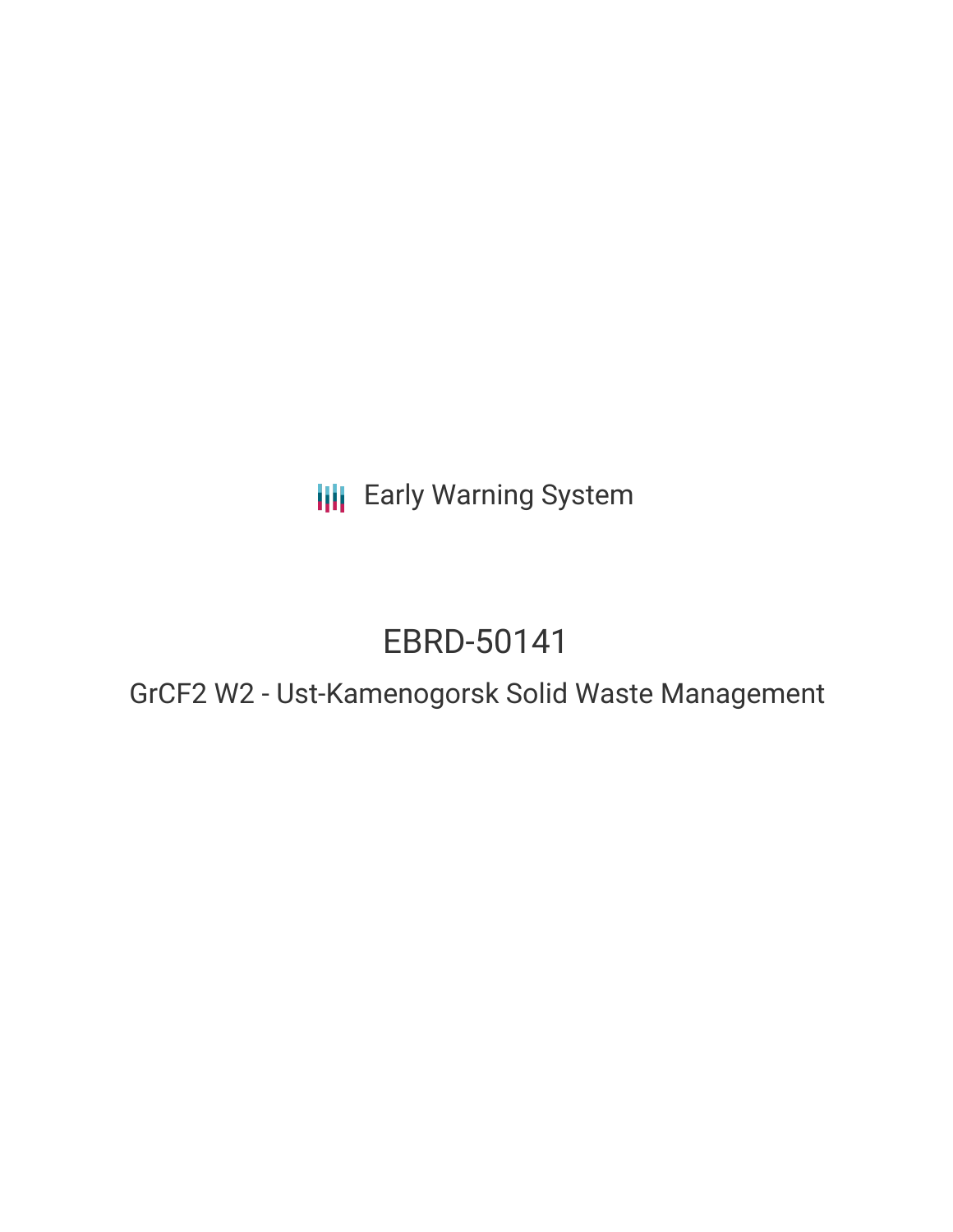Early Warning System

# EBRD-50141

## GrCF2 W2 - Ust-Kamenogorsk Solid Waste Management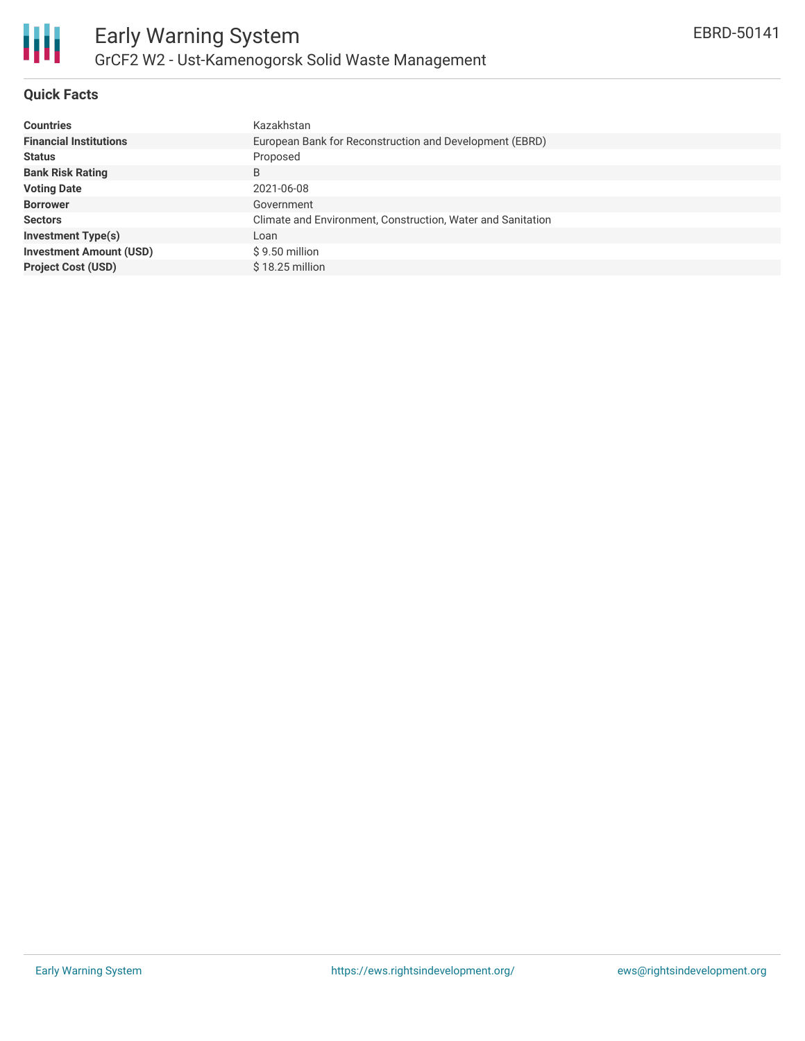# Early Warning System

## GrCF2 W2 - Ust-Kamenogorsk Solid Waste Management

EBRD-50141

### Quick Facts

| | |
|---|---|
| **Countries** | Kazakhstan |
| **Financial Institutions** | European Bank for Reconstruction and Development (EBRD) |
| **Status** | Proposed |
| **Bank Risk Rating** | B |
| **Voting Date** | 2021-06-08 |
| **Borrower** | Government |
| **Sectors** | Climate and Environment, Construction, Water and Sanitation |
| **Investment Type(s)** | Loan |
| **Investment Amount (USD)** | $ 9.50 million |
| **Project Cost (USD)** | $ 18.25 million |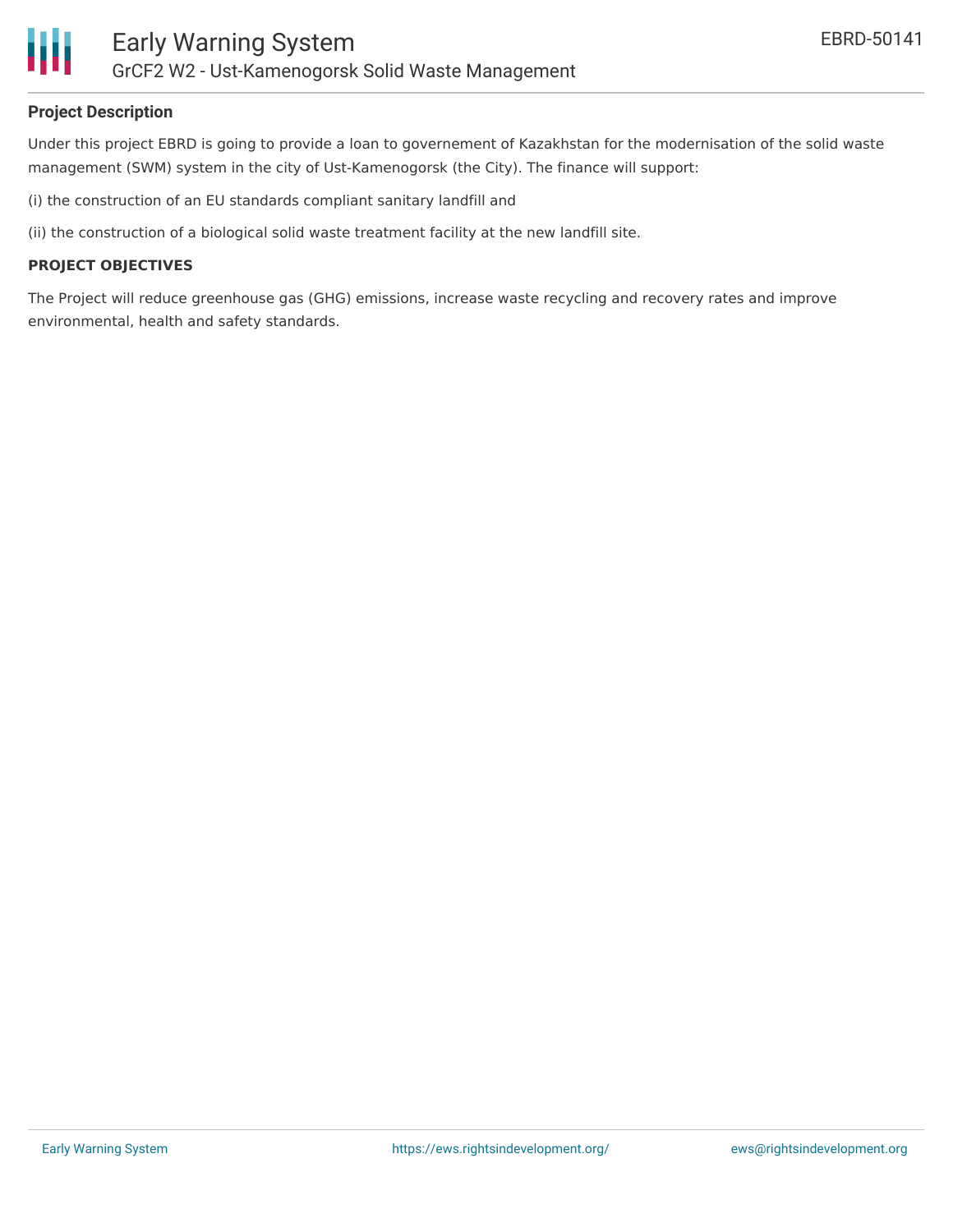### Project Description

Under this project EBRD is going to provide a loan to governement of Kazakhstan for the modernisation of the solid waste management (SWM) system in the city of Ust-Kamenogorsk (the City). The finance will support:

(i) the construction of an EU standards compliant sanitary landfill and

(ii) the construction of a biological solid waste treatment facility at the new landfill site.

### PROJECT OBJECTIVES

The Project will reduce greenhouse gas (GHG) emissions, increase waste recycling and recovery rates and improve environmental, health and safety standards.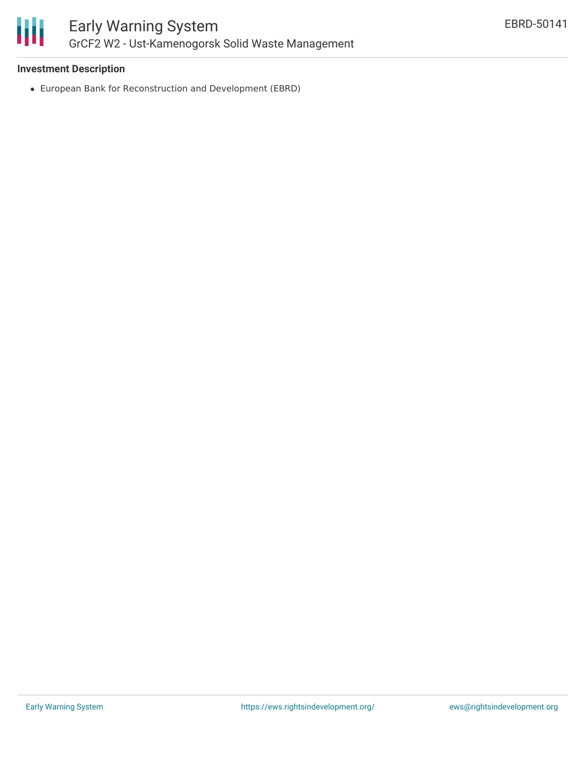### Investment Description

- European Bank for Reconstruction and Development (EBRD)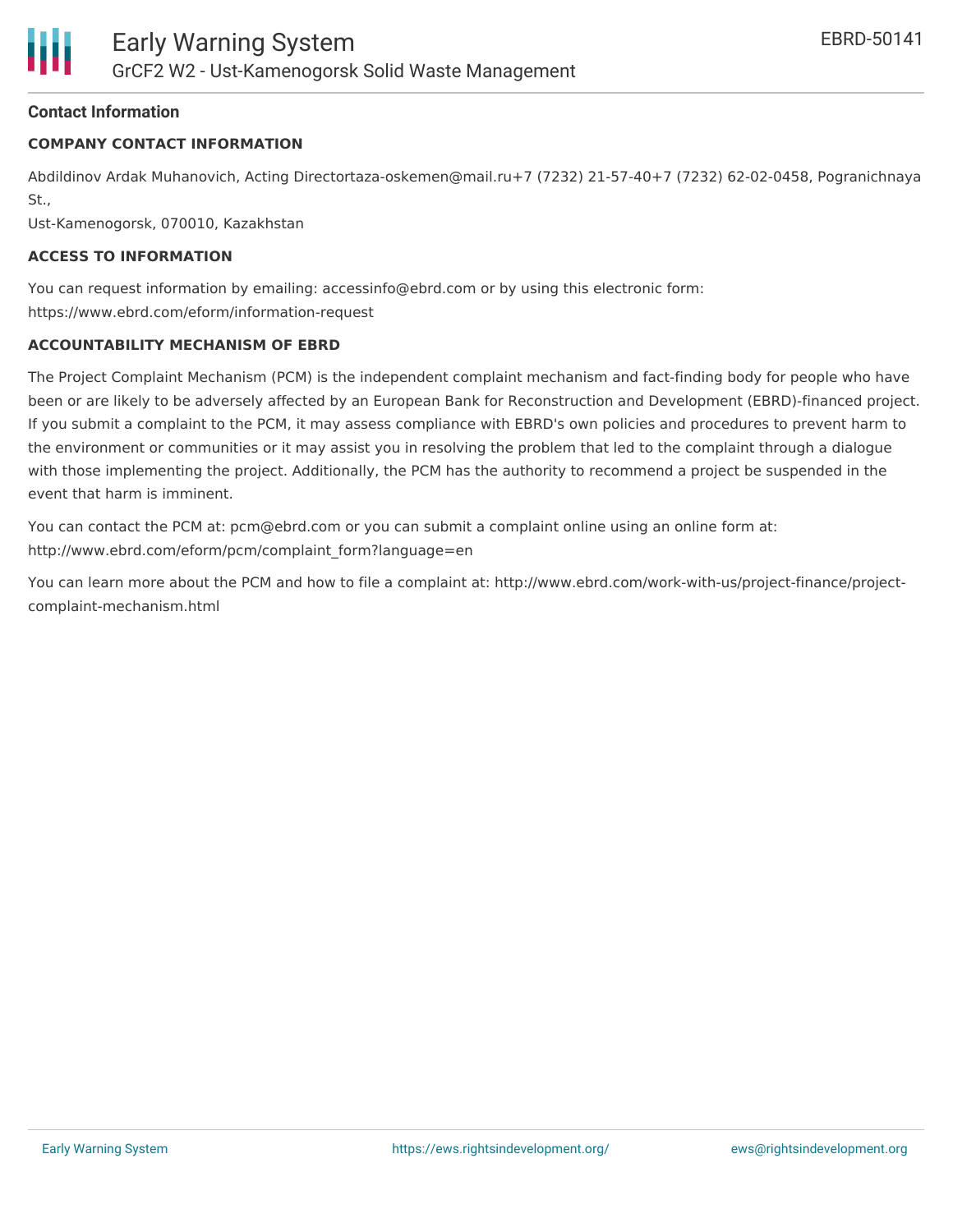## Contact Information

### COMPANY CONTACT INFORMATION

Abdildinov Ardak Muhanovich, Acting Directortaza-oskemen@mail.ru+7 (7232) 21-57-40+7 (7232) 62-02-0458, Pogranichnaya St.,
Ust-Kamenogorsk, 070010, Kazakhstan

### ACCESS TO INFORMATION

You can request information by emailing: accessinfo@ebrd.com or by using this electronic form:
https://www.ebrd.com/eform/information-request

### ACCOUNTABILITY MECHANISM OF EBRD

The Project Complaint Mechanism (PCM) is the independent complaint mechanism and fact-finding body for people who have been or are likely to be adversely affected by an European Bank for Reconstruction and Development (EBRD)-financed project. If you submit a complaint to the PCM, it may assess compliance with EBRD's own policies and procedures to prevent harm to the environment or communities or it may assist you in resolving the problem that led to the complaint through a dialogue with those implementing the project. Additionally, the PCM has the authority to recommend a project be suspended in the event that harm is imminent.

You can contact the PCM at: pcm@ebrd.com or you can submit a complaint online using an online form at:
http://www.ebrd.com/eform/pcm/complaint_form?language=en

You can learn more about the PCM and how to file a complaint at: http://www.ebrd.com/work-with-us/project-finance/project-complaint-mechanism.html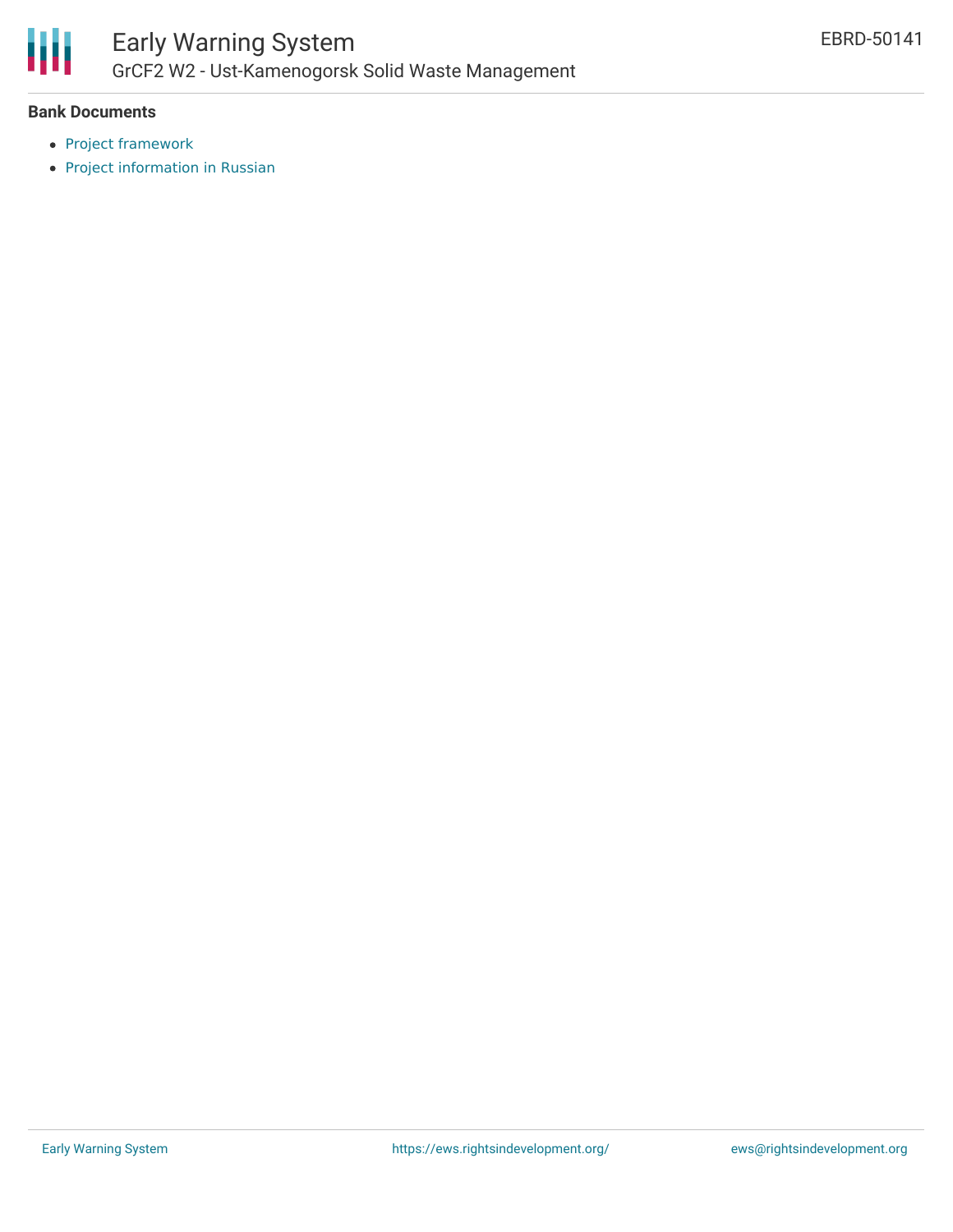**Bank Documents**

- Project framework
- Project information in Russian